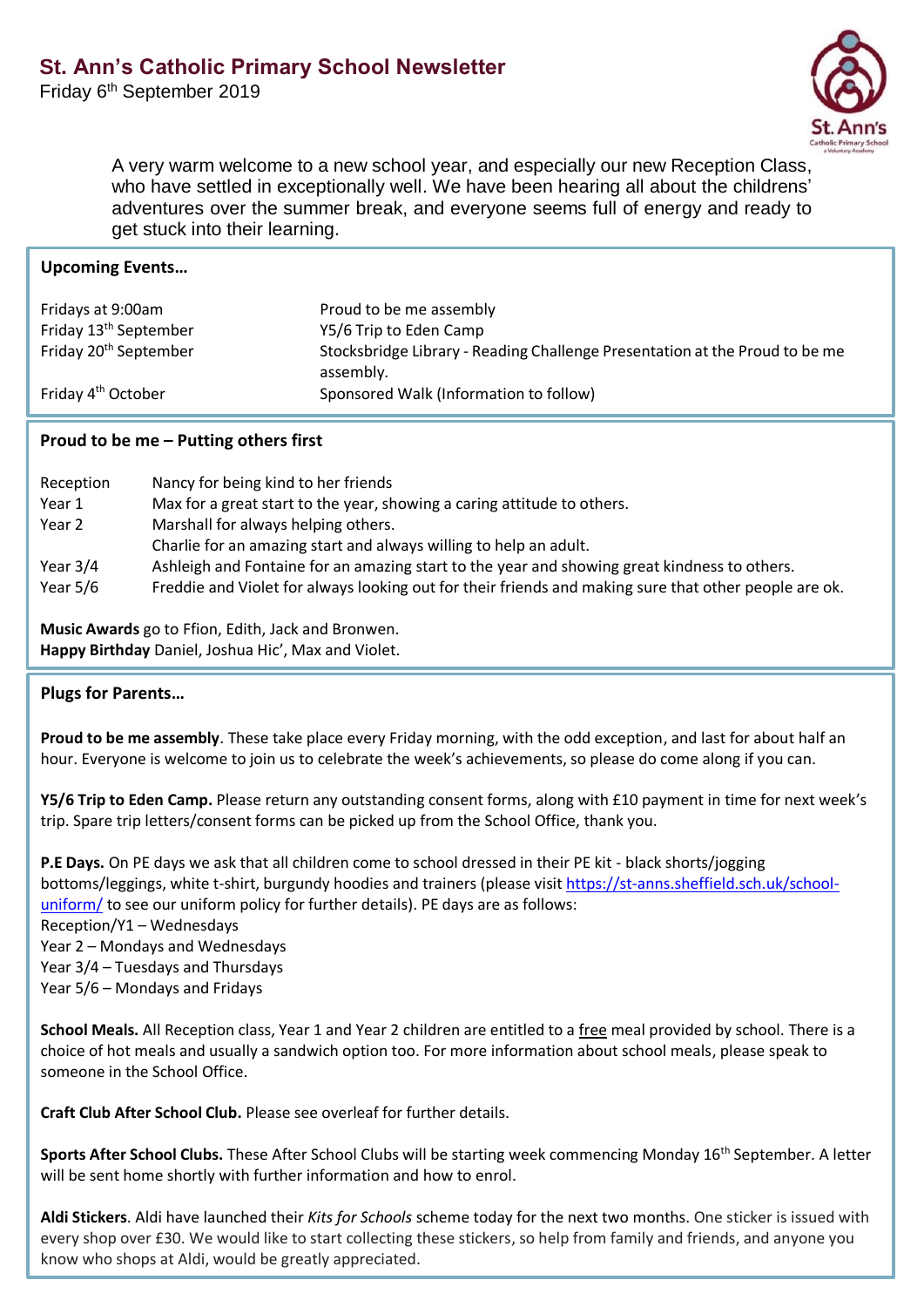# St. Ann's Catholic Primary School Newsletter

Friday 6th September 2019

A very warm welcome to a new school year, and especially our new Reception Class, who have settled in exceptionally well. We have been hearing all about the childrens' adventures over the summer break, and everyone seems full of energy and ready to get stuck into their learning.

## Upcoming Events…

| | |
|---|---|
| Fridays at 9:00am | Proud to be me assembly |
| Friday 13th September | Y5/6 Trip to Eden Camp |
| Friday 20th September | Stocksbridge Library - Reading Challenge Presentation at the Proud to be me assembly. |
| Friday 4th October | Sponsored Walk (Information to follow) |

## Proud to be me – Putting others first

| | |
|---|---|
| Reception | Nancy for being kind to her friends |
| Year 1 | Max for a great start to the year, showing a caring attitude to others. |
| Year 2 | Marshall for always helping others. |
| | Charlie for an amazing start and always willing to help an adult. |
| Year 3/4 | Ashleigh and Fontaine for an amazing start to the year and showing great kindness to others. |
| Year 5/6 | Freddie and Violet for always looking out for their friends and making sure that other people are ok. |

**Music Awards** go to Ffion, Edith, Jack and Bronwen.
**Happy Birthday** Daniel, Joshua Hic', Max and Violet.

## Plugs for Parents…

**Proud to be me assembly**. These take place every Friday morning, with the odd exception, and last for about half an hour. Everyone is welcome to join us to celebrate the week's achievements, so please do come along if you can.

**Y5/6 Trip to Eden Camp.** Please return any outstanding consent forms, along with £10 payment in time for next week's trip. Spare trip letters/consent forms can be picked up from the School Office, thank you.

**P.E Days.** On PE days we ask that all children come to school dressed in their PE kit - black shorts/jogging bottoms/leggings, white t-shirt, burgundy hoodies and trainers (please visit https://st-anns.sheffield.sch.uk/school-uniform/ to see our uniform policy for further details). PE days are as follows:
Reception/Y1 – Wednesdays
Year 2 – Mondays and Wednesdays
Year 3/4 – Tuesdays and Thursdays
Year 5/6 – Mondays and Fridays

**School Meals.** All Reception class, Year 1 and Year 2 children are entitled to a free meal provided by school. There is a choice of hot meals and usually a sandwich option too. For more information about school meals, please speak to someone in the School Office.

**Craft Club After School Club.** Please see overleaf for further details.

**Sports After School Clubs.** These After School Clubs will be starting week commencing Monday 16th September. A letter will be sent home shortly with further information and how to enrol.

**Aldi Stickers**. Aldi have launched their *Kits for Schools* scheme today for the next two months. One sticker is issued with every shop over £30. We would like to start collecting these stickers, so help from family and friends, and anyone you know who shops at Aldi, would be greatly appreciated.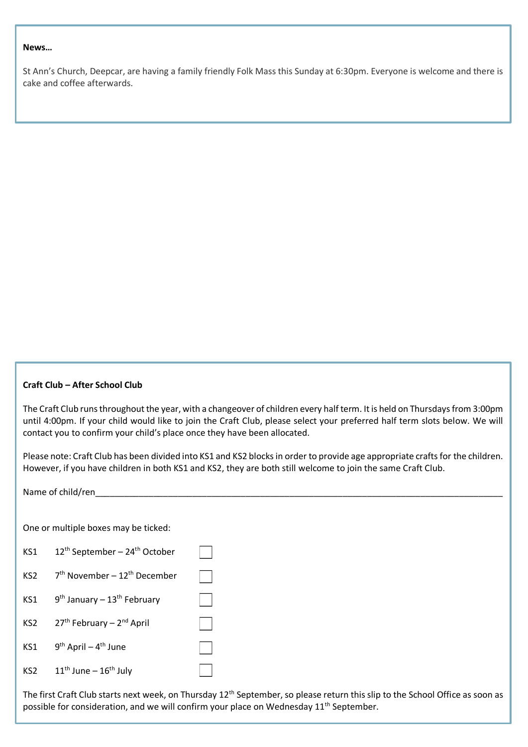**News…**

St Ann's Church, Deepcar, are having a family friendly Folk Mass this Sunday at 6:30pm. Everyone is welcome and there is cake and coffee afterwards.

**Craft Club – After School Club**

The Craft Club runs throughout the year, with a changeover of children every half term. It is held on Thursdays from 3:00pm until 4:00pm. If your child would like to join the Craft Club, please select your preferred half term slots below. We will contact you to confirm your child's place once they have been allocated.

Please note: Craft Club has been divided into KS1 and KS2 blocks in order to provide age appropriate crafts for the children. However, if you have children in both KS1 and KS2, they are both still welcome to join the same Craft Club.

Name of child/ren_______________________________________________________________________________

One or multiple boxes may be ticked:

| | | |
|---|---|---|
| KS1 | 12th September – 24th October | ☐ |
| KS2 | 7th November – 12th December | ☐ |
| KS1 | 9th January – 13th February | ☐ |
| KS2 | 27th February – 2nd April | ☐ |
| KS1 | 9th April – 4th June | ☐ |
| KS2 | 11th June – 16th July | ☐ |

The first Craft Club starts next week, on Thursday 12th September, so please return this slip to the School Office as soon as possible for consideration, and we will confirm your place on Wednesday 11th September.